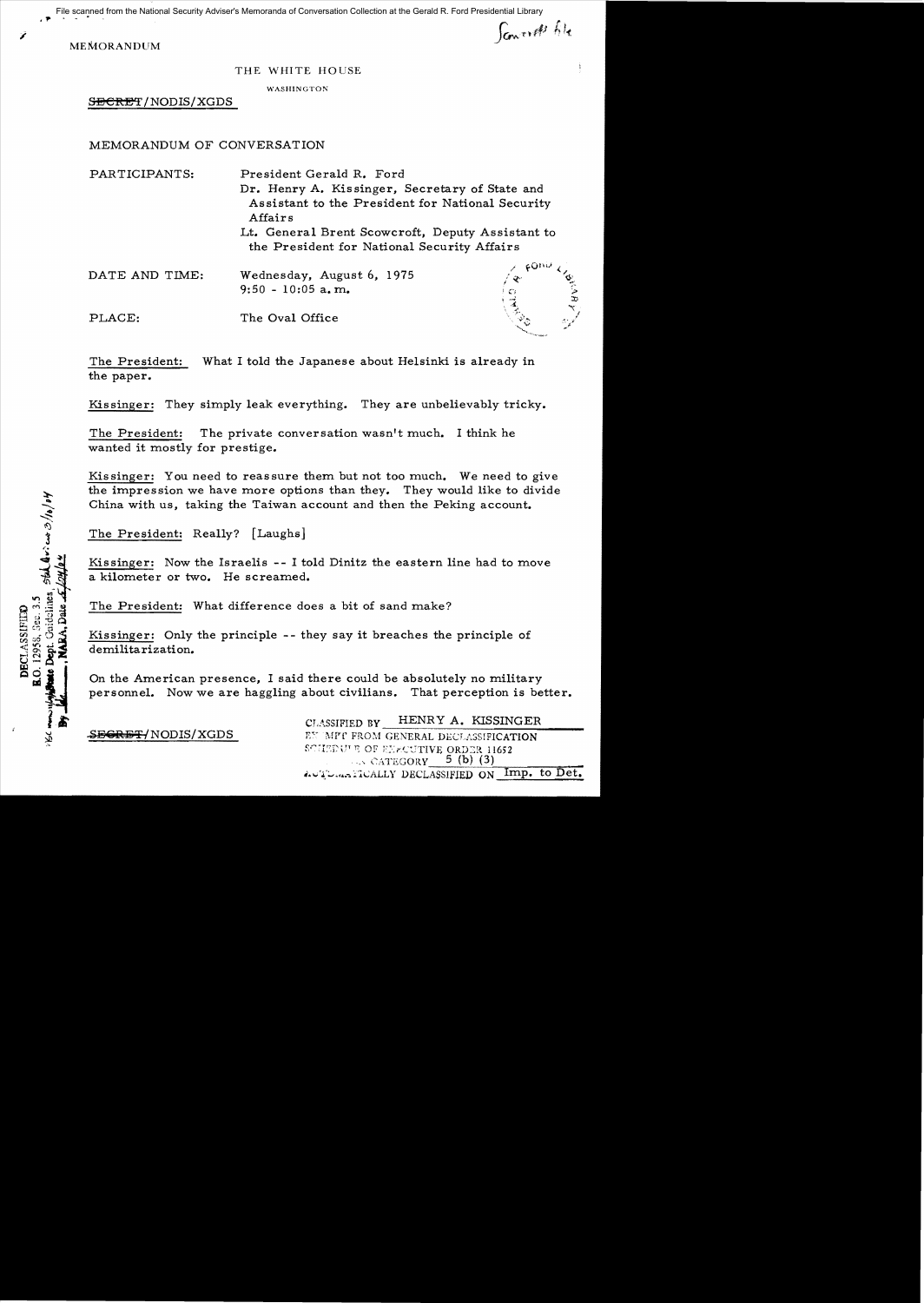MEMORANDUM

THE WHITE HOUSE

WASHINGTON

SECRET/NODIS/XGDS

MEMORANDUM OF CONVERSATION

PARTICIPANTS: President Gerald R. Ford
Dr. Henry A. Kissinger, Secretary of State and Assistant to the President for National Security Affairs
Lt. General Brent Scowcroft, Deputy Assistant to the President for National Security Affairs

DATE AND TIME: Wednesday, August 6, 1975
9:50 - 10:05 a.m.

PLACE: The Oval Office

The President: What I told the Japanese about Helsinki is already in the paper.

Kissinger: They simply leak everything. They are unbelievably tricky.

The President: The private conversation wasn't much. I think he wanted it mostly for prestige.

Kissinger: You need to reassure them but not too much. We need to give the impression we have more options than they. They would like to divide China with us, taking the Taiwan account and then the Peking account.

The President: Really? [Laughs]

Kissinger: Now the Israelis -- I told Dinitz the eastern line had to move a kilometer or two. He screamed.

The President: What difference does a bit of sand make?

Kissinger: Only the principle -- they say it breaches the principle of demilitarization.

On the American presence, I said there could be absolutely no military personnel. Now we are haggling about civilians. That perception is better.

SECRET/NODIS/XGDS

CLASSIFIED BY HENRY A. KISSINGER
EXEMPT FROM GENERAL DECLASSIFICATION
SCHEDULE OF EXECUTIVE ORDER 11652
EXEMPTION CATEGORY 5 (b) (3)
AUTOMATICALLY DECLASSIFIED ON Imp. to Det.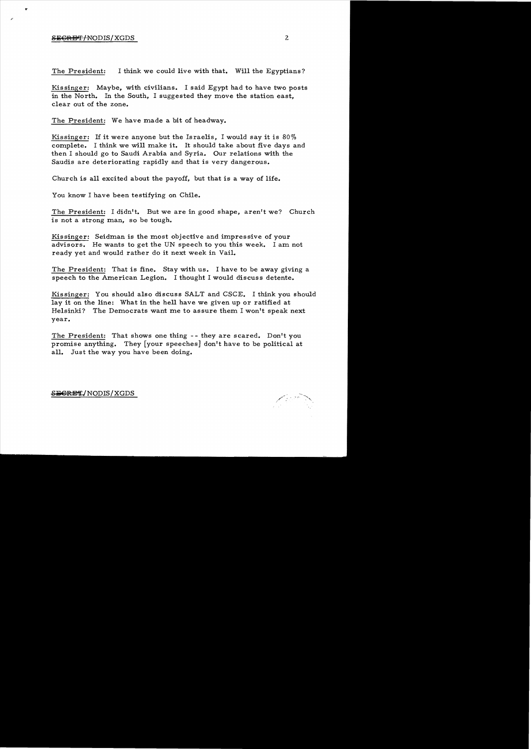The President: I think we could live with that. Will the Egyptians?

Kissinger: Maybe, with civilians. I said Egypt had to have two posts in the North. In the South, I suggested they move the station east, clear out of the zone.

The President: We have made a bit of headway.

Kissinger: If it were anyone but the Israelis, I would say it is 80% complete. I think we will make it. It should take about five days and then I should go to Saudi Arabia and Syria. Our relations with the Saudis are deteriorating rapidly and that is very dangerous.

Church is all excited about the payoff, but that is a way of life.

You know I have been testifying on Chile.

The President: I didn't. But we are in good shape, aren't we? Church is not a strong man, so be tough.

Kissinger: Seidman is the most objective and impressive of your advisors. He wants to get the UN speech to you this week. I am not ready yet and would rather do it next week in Vail.

The President: That is fine. Stay with us. I have to be away giving a speech to the American Legion. I thought I would discuss detente.

Kissinger: You should also discuss SALT and CSCE. I think you should lay it on the line: What in the hell have we given up or ratified at Helsinki? The Democrats want me to assure them I won't speak next year.

The President: That shows one thing -- they are scared. Don't you promise anything. They [your speeches] don't have to be political at all. Just the way you have been doing.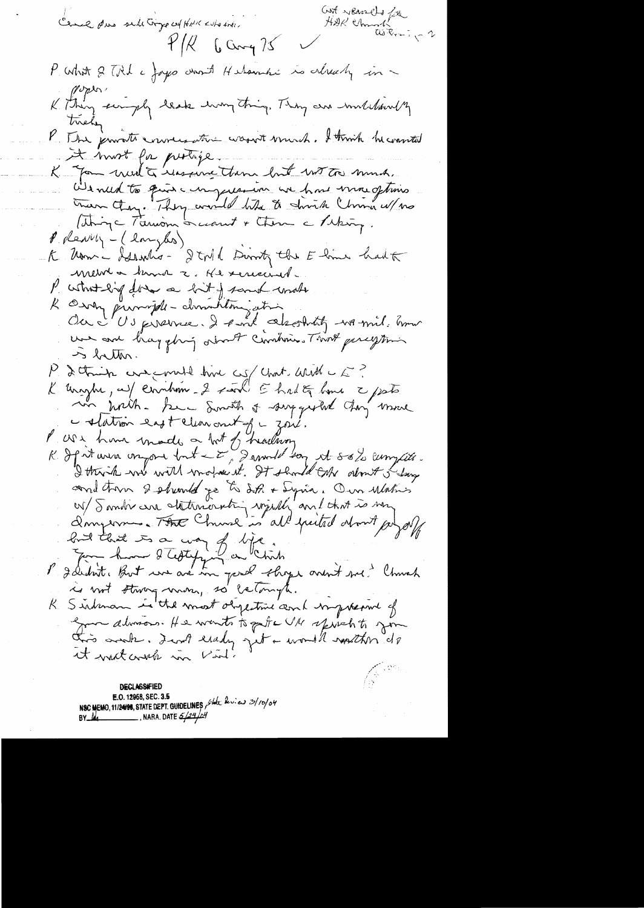Cover does not include Kissinger's HAK notes.

Cut version for HAK ...

P/K 6 Aug 75 ✓

P What I told the Japs about Helsinki is already in the papers.

K They simply leak everything. They are unbelievably tricky.

P The private conversation wasn't much. I think he wanted it most for prestige.

K You need to reassure them but not too much. We need to give the impression we have more options than they. They would like to drive China w/ no (thing Taiwan) account & them to Peking.

P Lenny – (Langlas)

K Mom – Lesnitis – I told Dinitz the E line had to move a bunch 2. He succeeded.

P What is going to be a lot of sound under

K Only principle – demilitarization. Our US presence. I said absolutely no mil. home. We are haggling about civilian. Their perception is better.

P I think we could live w/ that. With the E?

K Maybe, w/ civilian. I said E had to have 2 posts in north. He & Smith & suggested they move the station east & clear out of the zone.

P We have made a lot of headway.

K If it were anyone but the E, I would say it's 80% complete. I think we will make it. It should take about 5 days and then I should go to I.R. & Syria. Our relations w/ Saudis are deteriorating rapidly and that is very dangerous. The Church is all excited about payoffs but that is a way of life.

You know I testify on Chile.

P I didn't. But we are in good shape aren't we? Church is not strong now, so let ... .

K Sisco is the most objective and impressive of your advisors. He wants to get a UN speech to you this week. Isn't ready yet – would rather do it next week in Vail.

**DECLASSIFIED**
E.O. 12958, SEC. 3.5
NSC MEMO, 11/24/98, STATE DEPT. GUIDELINES State Review 3/10/04
BY ___, NARA, DATE 5/24/04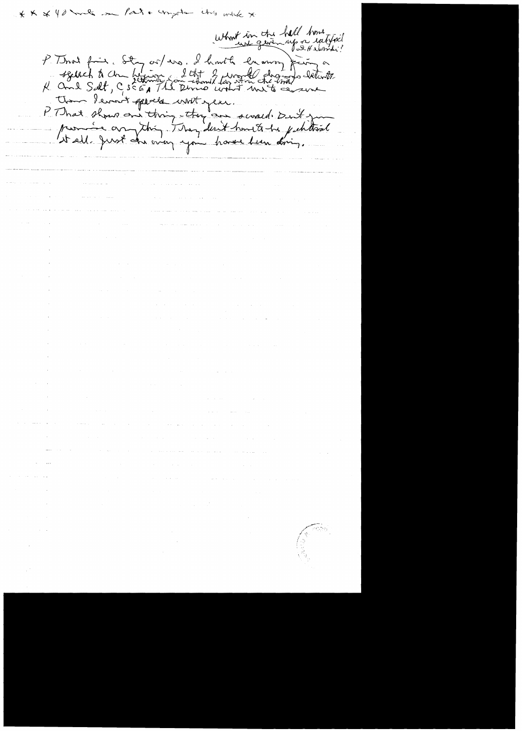\* \* \* 40 weeks on Park + complete this week \*

What in the hell have we given up or ratified at Helsinki?

P. That fine. Stay w/ us. I hate to carry giving a speech to the Legion. I th't I would draw in detente.

K. And Salt, CSCE, ~~The Dems~~ Kennedy's com should lay with the trade. The Dems want me to serve than Democrat speaks about year.

P. That shows one thing – they are scared. Don't you promise anything. They don't have to be pedestal at all. Just the way you have been doing.